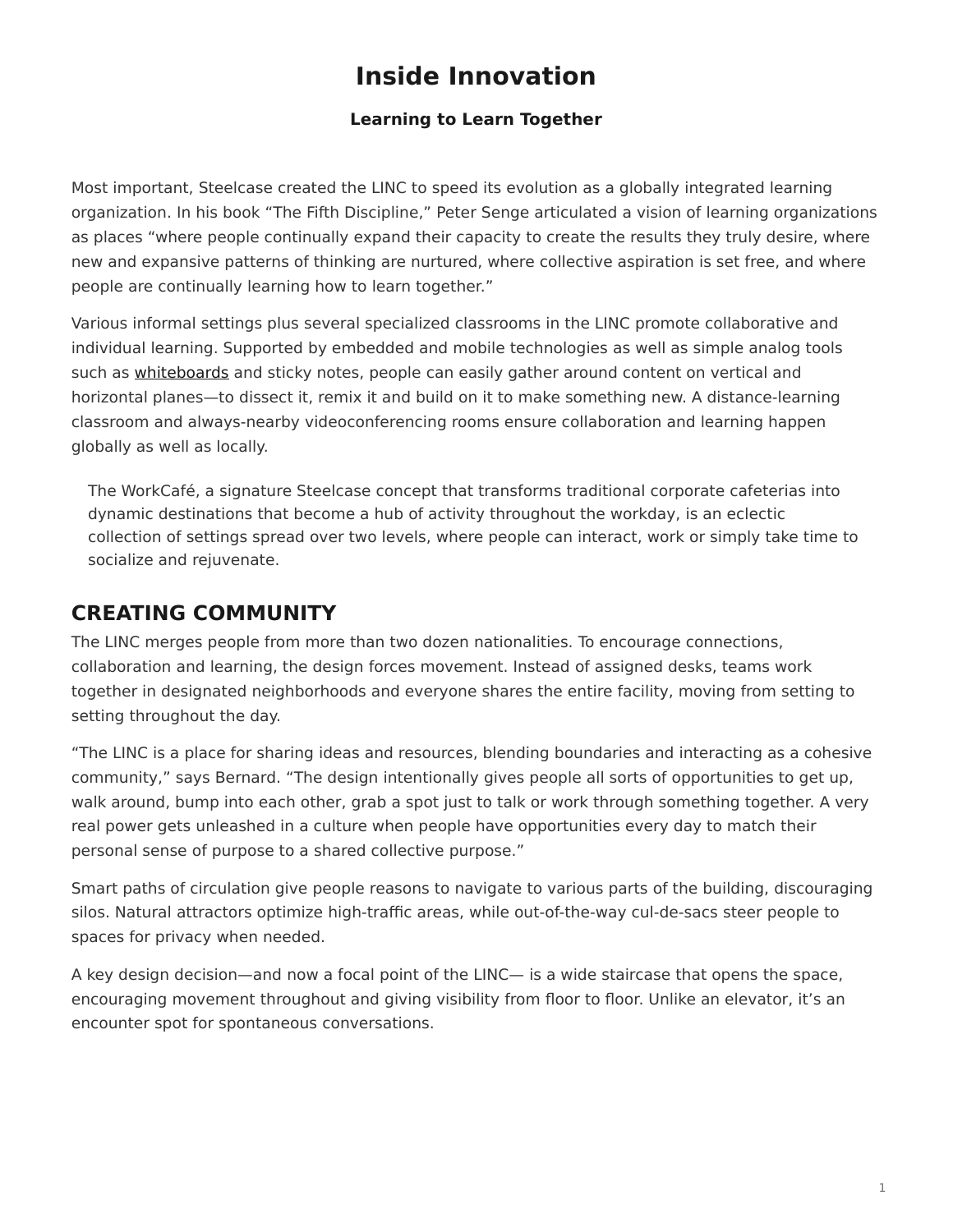# Inside Innovation

### Learning to Learn Together

Most important, Steelcase created the LINC to speed its evolution as a globally integrated learning organization. In his book "The Fifth Discipline," Peter Senge articulated a vision of learning organizations as places "where people continually expand their capacity to create the results they truly desire, where new and expansive patterns of thinking are nurtured, where collective aspiration is set free, and where people are continually learning how to learn together."

Various informal settings plus several specialized classrooms in the LINC promote collaborative and individual learning. Supported by embedded and mobile technologies as well as simple analog tools such as whiteboards and sticky notes, people can easily gather around content on vertical and horizontal planes—to dissect it, remix it and build on it to make something new. A distance-learning classroom and always-nearby videoconferencing rooms ensure collaboration and learning happen globally as well as locally.

> The WorkCafé, a signature Steelcase concept that transforms traditional corporate cafeterias into dynamic destinations that become a hub of activity throughout the workday, is an eclectic collection of settings spread over two levels, where people can interact, work or simply take time to socialize and rejuvenate.

## CREATING COMMUNITY

The LINC merges people from more than two dozen nationalities. To encourage connections, collaboration and learning, the design forces movement. Instead of assigned desks, teams work together in designated neighborhoods and everyone shares the entire facility, moving from setting to setting throughout the day.

"The LINC is a place for sharing ideas and resources, blending boundaries and interacting as a cohesive community," says Bernard. "The design intentionally gives people all sorts of opportunities to get up, walk around, bump into each other, grab a spot just to talk or work through something together. A very real power gets unleashed in a culture when people have opportunities every day to match their personal sense of purpose to a shared collective purpose."

Smart paths of circulation give people reasons to navigate to various parts of the building, discouraging silos. Natural attractors optimize high-traffic areas, while out-of-the-way cul-de-sacs steer people to spaces for privacy when needed.

A key design decision—and now a focal point of the LINC— is a wide staircase that opens the space, encouraging movement throughout and giving visibility from floor to floor. Unlike an elevator, it's an encounter spot for spontaneous conversations.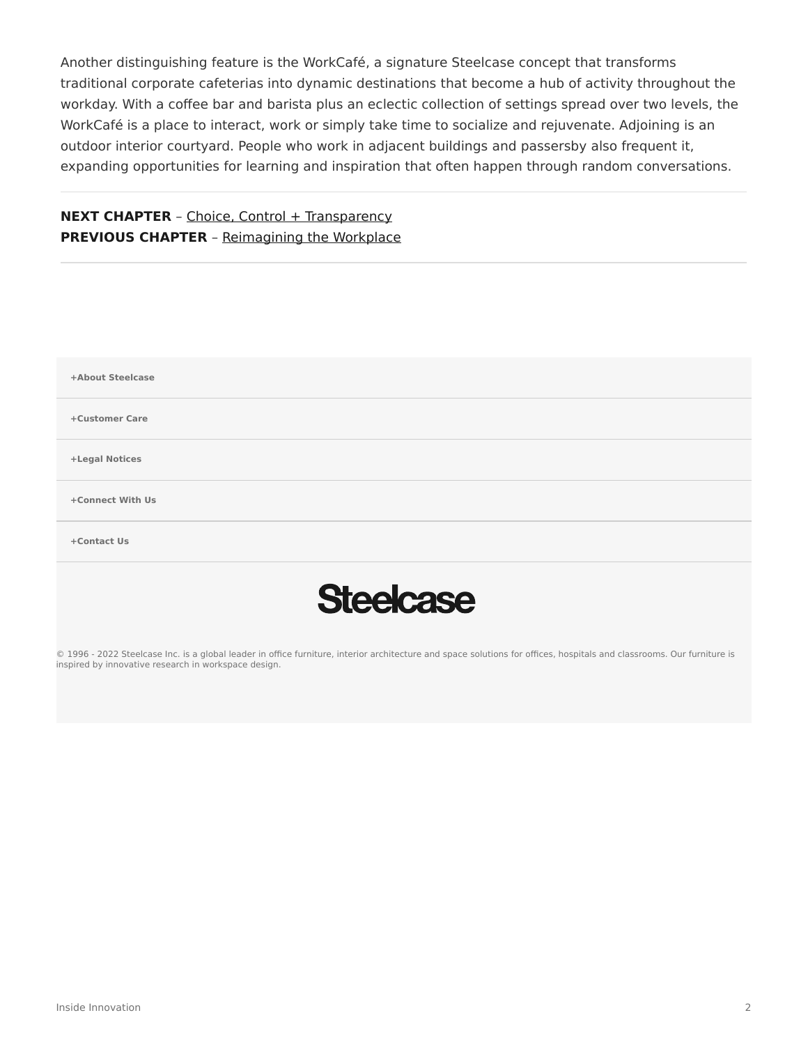Another distinguishing feature is the WorkCafé, a signature Steelcase concept that transforms traditional corporate cafeterias into dynamic destinations that become a hub of activity throughout the workday. With a coffee bar and barista plus an eclectic collection of settings spread over two levels, the WorkCafé is a place to interact, work or simply take time to socialize and rejuvenate. Adjoining is an outdoor interior courtyard. People who work in adjacent buildings and passersby also frequent it, expanding opportunities for learning and inspiration that often happen through random conversations.

---

**NEXT CHAPTER** – Choice, Control + Transparency
**PREVIOUS CHAPTER** – Reimagining the Workplace

---

+About Steelcase

+Customer Care

+Legal Notices

+Connect With Us

+Contact Us

Steelcase

© 1996 - 2022 Steelcase Inc. is a global leader in office furniture, interior architecture and space solutions for offices, hospitals and classrooms. Our furniture is inspired by innovative research in workspace design.